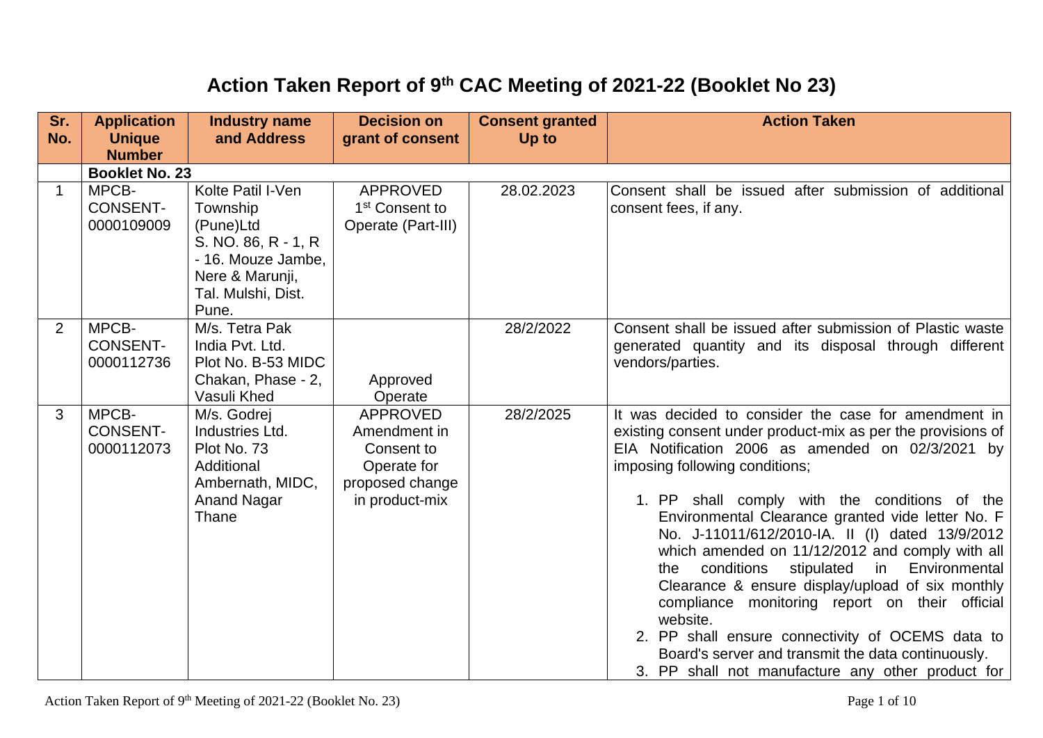# Action Taken Report of 9th CAC Meeting of 2021-22 (Booklet No 23)

| Sr. No. | Application Unique Number | Industry name and Address | Decision on grant of consent | Consent granted Up to | Action Taken |
|---|---|---|---|---|---|
| | **Booklet No. 23** | | | | |
| 1 | MPCB-CONSENT-0000109009 | Kolte Patil I-Ven Township (Pune)Ltd S. NO. 86, R - 1, R - 16. Mouze Jambe, Nere & Marunji, Tal. Mulshi, Dist. Pune. | APPROVED 1st Consent to Operate (Part-III) | 28.02.2023 | Consent shall be issued after submission of additional consent fees, if any. |
| 2 | MPCB-CONSENT-0000112736 | M/s. Tetra Pak India Pvt. Ltd. Plot No. B-53 MIDC Chakan, Phase - 2, Vasuli Khed | Approved Operate | 28/2/2022 | Consent shall be issued after submission of Plastic waste generated quantity and its disposal through different vendors/parties. |
| 3 | MPCB-CONSENT-0000112073 | M/s. Godrej Industries Ltd. Plot No. 73 Additional Ambernath, MIDC, Anand Nagar Thane | APPROVED Amendment in Consent to Operate for proposed change in product-mix | 28/2/2025 | It was decided to consider the case for amendment in existing consent under product-mix as per the provisions of EIA Notification 2006 as amended on 02/3/2021 by imposing following conditions;<br><br>1. PP shall comply with the conditions of the Environmental Clearance granted vide letter No. F No. J-11011/612/2010-IA. II (I) dated 13/9/2012 which amended on 11/12/2012 and comply with all the conditions stipulated in Environmental Clearance & ensure display/upload of six monthly compliance monitoring report on their official website.<br>2. PP shall ensure connectivity of OCEMS data to Board's server and transmit the data continuously.<br>3. PP shall not manufacture any other product for |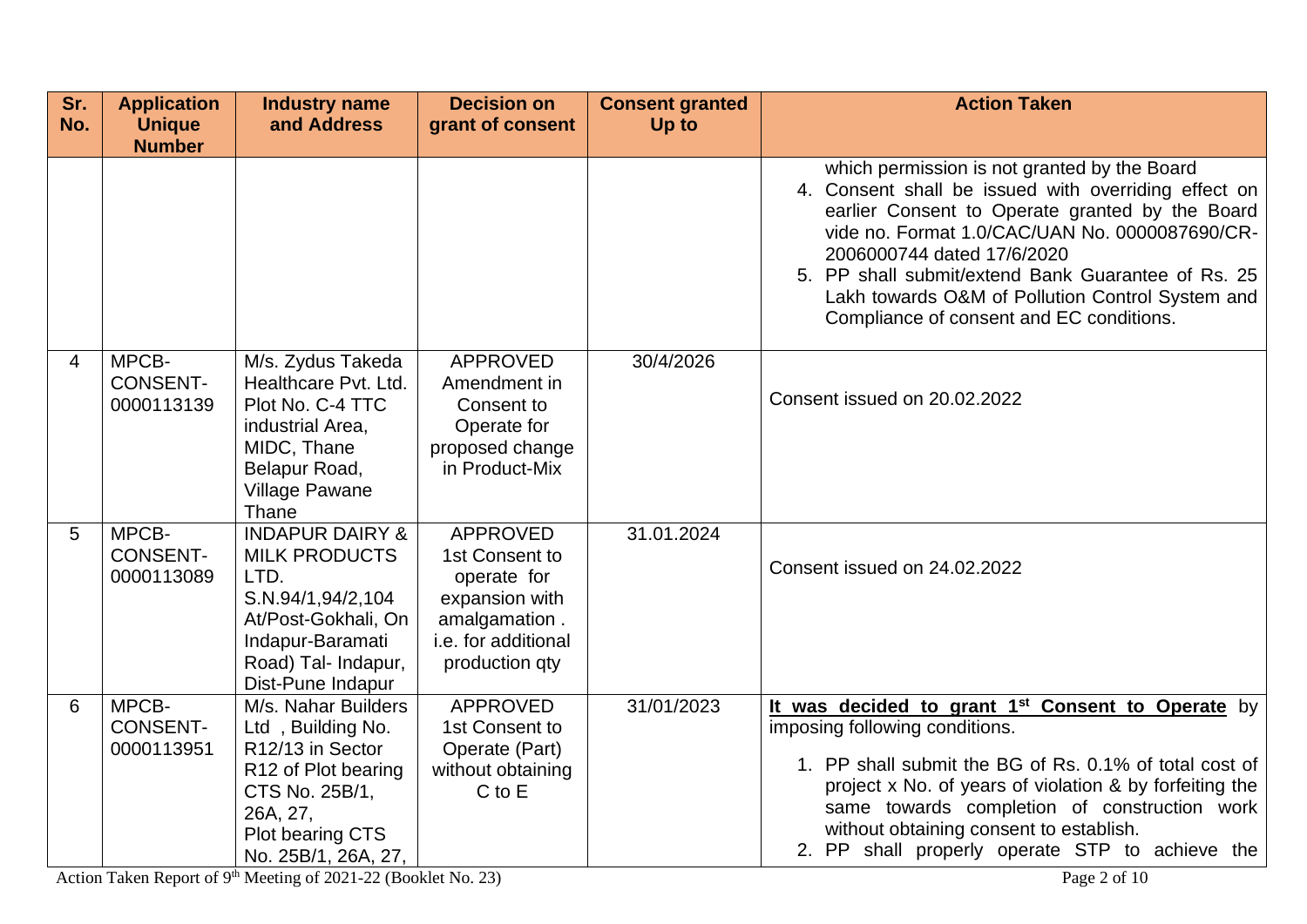| Sr. No. | Application Unique Number | Industry name and Address | Decision on grant of consent | Consent granted Up to | Action Taken |
|---|---|---|---|---|---|
| | | | | | which permission is not granted by the Board<br>4. Consent shall be issued with overriding effect on earlier Consent to Operate granted by the Board vide no. Format 1.0/CAC/UAN No. 0000087690/CR-2006000744 dated 17/6/2020<br>5. PP shall submit/extend Bank Guarantee of Rs. 25 Lakh towards O&M of Pollution Control System and Compliance of consent and EC conditions. |
| 4 | MPCB-CONSENT-0000113139 | M/s. Zydus Takeda Healthcare Pvt. Ltd. Plot No. C-4 TTC industrial Area, MIDC, Thane Belapur Road, Village Pawane Thane | APPROVED Amendment in Consent to Operate for proposed change in Product-Mix | 30/4/2026 | Consent issued on 20.02.2022 |
| 5 | MPCB-CONSENT-0000113089 | INDAPUR DAIRY & MILK PRODUCTS LTD. S.N.94/1,94/2,104 At/Post-Gokhali, On Indapur-Baramati Road) Tal- Indapur, Dist-Pune Indapur | APPROVED 1st Consent to operate for expansion with amalgamation . i.e. for additional production qty | 31.01.2024 | Consent issued on 24.02.2022 |
| 6 | MPCB-CONSENT-0000113951 | M/s. Nahar Builders Ltd , Building No. R12/13 in Sector R12 of Plot bearing CTS No. 25B/1, 26A, 27, Plot bearing CTS No. 25B/1, 26A, 27, | APPROVED 1st Consent to Operate (Part) without obtaining C to E | 31/01/2023 | **<u>It was decided to grant 1st Consent to Operate</u>** by imposing following conditions.<br>1. PP shall submit the BG of Rs. 0.1% of total cost of project x No. of years of violation & by forfeiting the same towards completion of construction work without obtaining consent to establish.<br>2. PP shall properly operate STP to achieve the |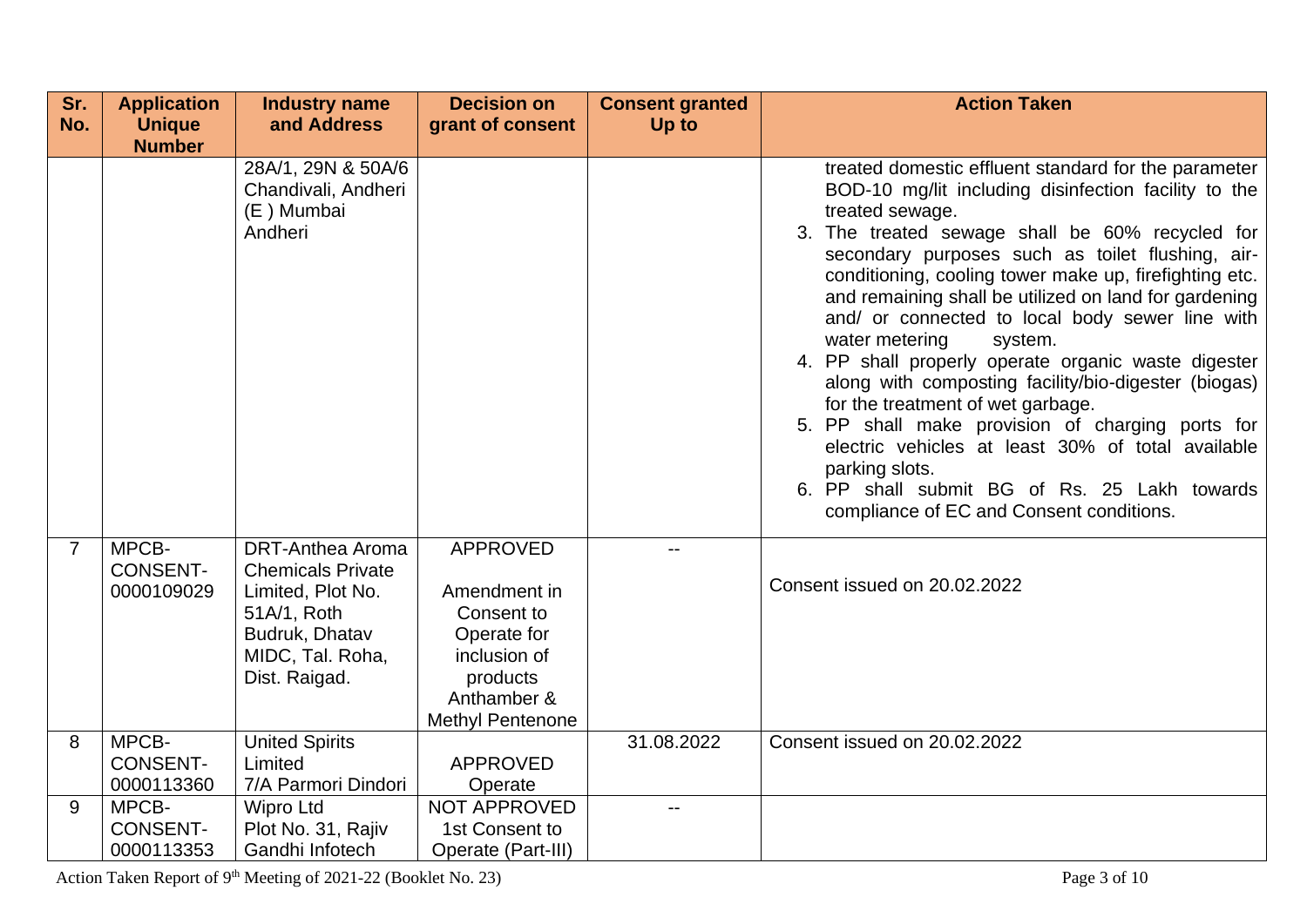| Sr. No. | Application Unique Number | Industry name and Address | Decision on grant of consent | Consent granted Up to | Action Taken |
|---|---|---|---|---|---|
| | | 28A/1, 29N & 50A/6 Chandivali, Andheri (E ) Mumbai Andheri | | | treated domestic effluent standard for the parameter BOD-10 mg/lit including disinfection facility to the treated sewage.<br>3. The treated sewage shall be 60% recycled for secondary purposes such as toilet flushing, air-conditioning, cooling tower make up, firefighting etc. and remaining shall be utilized on land for gardening and/ or connected to local body sewer line with water metering system.<br>4. PP shall properly operate organic waste digester along with composting facility/bio-digester (biogas) for the treatment of wet garbage.<br>5. PP shall make provision of charging ports for electric vehicles at least 30% of total available parking slots.<br>6. PP shall submit BG of Rs. 25 Lakh towards compliance of EC and Consent conditions. |
| 7 | MPCB-CONSENT-0000109029 | DRT-Anthea Aroma Chemicals Private Limited, Plot No. 51A/1, Roth Budruk, Dhatav MIDC, Tal. Roha, Dist. Raigad. | APPROVED<br><br>Amendment in Consent to Operate for inclusion of products Anthamber & Methyl Pentenone | -- | Consent issued on 20.02.2022 |
| 8 | MPCB-CONSENT-0000113360 | United Spirits Limited 7/A Parmori Dindori | APPROVED Operate | 31.08.2022 | Consent issued on 20.02.2022 |
| 9 | MPCB-CONSENT-0000113353 | Wipro Ltd Plot No. 31, Rajiv Gandhi Infotech | NOT APPROVED 1st Consent to Operate (Part-III) | -- | |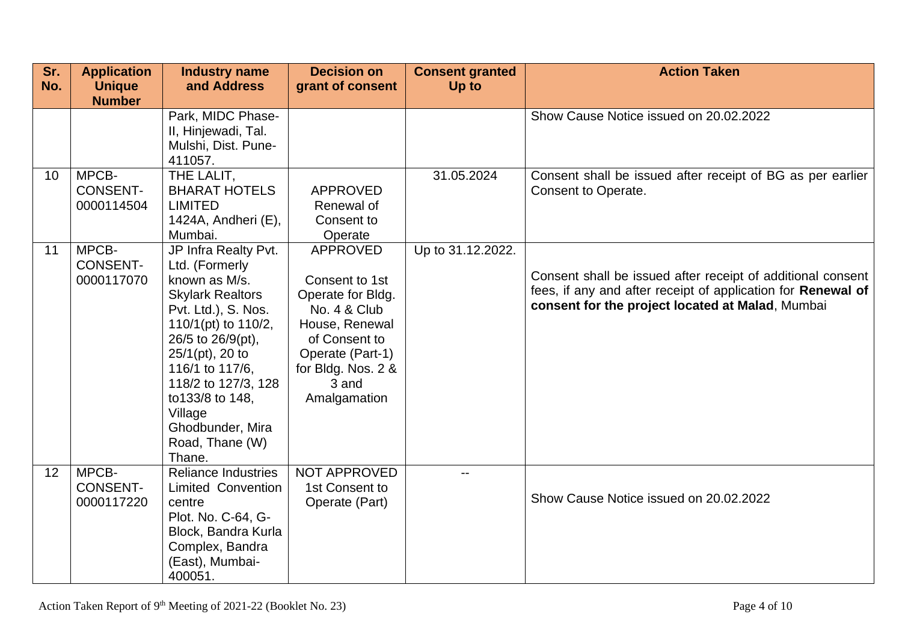| Sr. No. | Application Unique Number | Industry name and Address | Decision on grant of consent | Consent granted Up to | Action Taken |
|---|---|---|---|---|---|
| | | Park, MIDC Phase-II, Hinjewadi, Tal. Mulshi, Dist. Pune-411057. | | | Show Cause Notice issued on 20.02.2022 |
| 10 | MPCB-CONSENT-0000114504 | THE LALIT, BHARAT HOTELS LIMITED 1424A, Andheri (E), Mumbai. | APPROVED Renewal of Consent to Operate | 31.05.2024 | Consent shall be issued after receipt of BG as per earlier Consent to Operate. |
| 11 | MPCB-CONSENT-0000117070 | JP Infra Realty Pvt. Ltd. (Formerly known as M/s. Skylark Realtors Pvt. Ltd.), S. Nos. 110/1(pt) to 110/2, 26/5 to 26/9(pt), 25/1(pt), 20 to 116/1 to 117/6, 118/2 to 127/3, 128 to133/8 to 148, Village Ghodbunder, Mira Road, Thane (W) Thane. | APPROVED<br><br>Consent to 1st Operate for Bldg. No. 4 & Club House, Renewal of Consent to Operate (Part-1) for Bldg. Nos. 2 & 3 and Amalgamation | Up to 31.12.2022. | Consent shall be issued after receipt of additional consent fees, if any and after receipt of application for **Renewal of consent for the project located at Malad**, Mumbai |
| 12 | MPCB-CONSENT-0000117220 | Reliance Industries Limited Convention centre Plot. No. C-64, G-Block, Bandra Kurla Complex, Bandra (East), Mumbai-400051. | NOT APPROVED 1st Consent to Operate (Part) | -- | Show Cause Notice issued on 20.02.2022 |

Action Taken Report of 9th Meeting of 2021-22 (Booklet No. 23)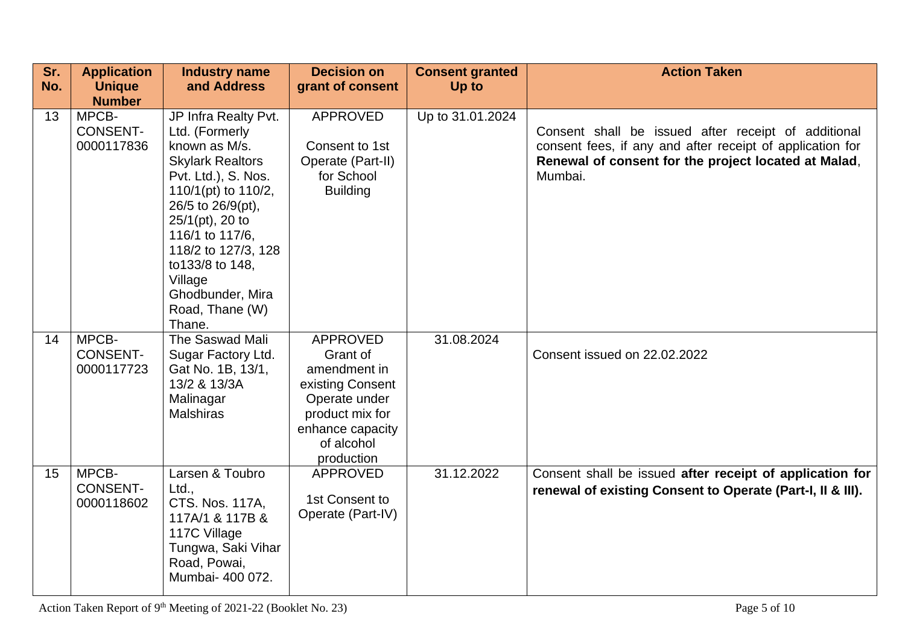| Sr. No. | Application Unique Number | Industry name and Address | Decision on grant of consent | Consent granted Up to | Action Taken |
|---|---|---|---|---|---|
| 13 | MPCB-CONSENT-0000117836 | JP Infra Realty Pvt. Ltd. (Formerly known as M/s. Skylark Realtors Pvt. Ltd.), S. Nos. 110/1(pt) to 110/2, 26/5 to 26/9(pt), 25/1(pt), 20 to 116/1 to 117/6, 118/2 to 127/3, 128 to133/8 to 148, Village Ghodbunder, Mira Road, Thane (W) Thane. | APPROVED<br><br>Consent to 1st Operate (Part-II) for School Building | Up to 31.01.2024 | Consent shall be issued after receipt of additional consent fees, if any and after receipt of application for **Renewal of consent for the project located at Malad**, Mumbai. |
| 14 | MPCB-CONSENT-0000117723 | The Saswad Mali Sugar Factory Ltd. Gat No. 1B, 13/1, 13/2 & 13/3A Malinagar Malshiras | APPROVED<br>Grant of amendment in existing Consent Operate under product mix for enhance capacity of alcohol production | 31.08.2024 | Consent issued on 22.02.2022 |
| 15 | MPCB-CONSENT-0000118602 | Larsen & Toubro Ltd.,<br>CTS. Nos. 117A, 117A/1 & 117B & 117C Village Tungwa, Saki Vihar Road, Powai, Mumbai- 400 072. | APPROVED<br><br>1st Consent to Operate (Part-IV) | 31.12.2022 | Consent shall be issued **after receipt of application for renewal of existing Consent to Operate (Part-I, II & III).** |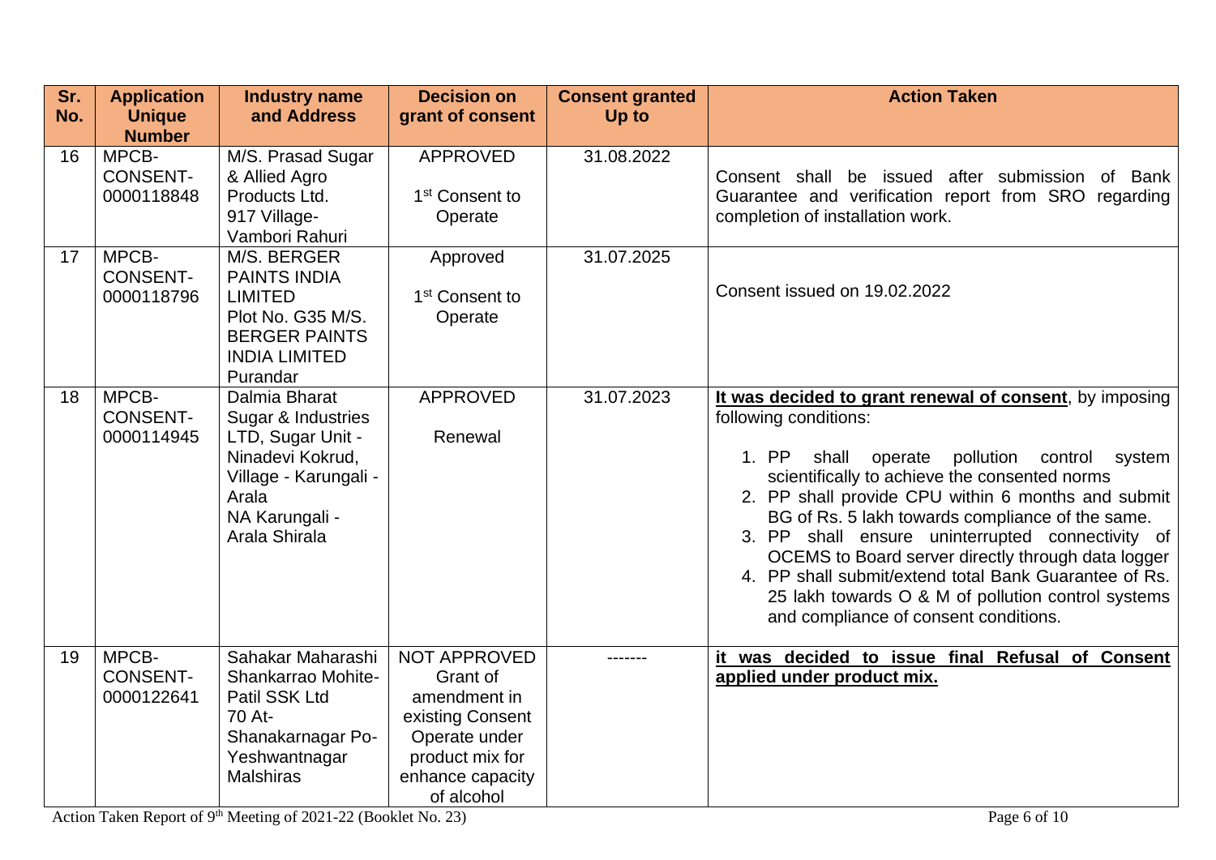| Sr. No. | Application Unique Number | Industry name and Address | Decision on grant of consent | Consent granted Up to | Action Taken |
|---|---|---|---|---|---|
| 16 | MPCB-CONSENT-0000118848 | M/S. Prasad Sugar & Allied Agro Products Ltd. 917 Village-Vambori Rahuri | APPROVED<br><br>1st Consent to Operate | 31.08.2022 | Consent shall be issued after submission of Bank Guarantee and verification report from SRO regarding completion of installation work. |
| 17 | MPCB-CONSENT-0000118796 | M/S. BERGER PAINTS INDIA LIMITED Plot No. G35 M/S. BERGER PAINTS INDIA LIMITED Purandar | Approved<br><br>1st Consent to Operate | 31.07.2025 | Consent issued on 19.02.2022 |
| 18 | MPCB-CONSENT-0000114945 | Dalmia Bharat Sugar & Industries LTD, Sugar Unit - Ninadevi Kokrud, Village - Karungali - Arala NA Karungali - Arala Shirala | APPROVED<br><br>Renewal | 31.07.2023 | **It was decided to grant renewal of consent**, by imposing following conditions:<br><br>1. PP shall operate pollution control system scientifically to achieve the consented norms<br>2. PP shall provide CPU within 6 months and submit BG of Rs. 5 lakh towards compliance of the same.<br>3. PP shall ensure uninterrupted connectivity of OCEMS to Board server directly through data logger<br>4. PP shall submit/extend total Bank Guarantee of Rs. 25 lakh towards O & M of pollution control systems and compliance of consent conditions. |
| 19 | MPCB-CONSENT-0000122641 | Sahakar Maharashi Shankarrao Mohite-Patil SSK Ltd 70 At-Shanakarnagar Po-Yeshwantnagar Malshiras | NOT APPROVED Grant of amendment in existing Consent Operate under product mix for enhance capacity of alcohol | ------- | **it was decided to issue final Refusal of Consent applied under product mix.** |

Action Taken Report of 9th Meeting of 2021-22 (Booklet No. 23)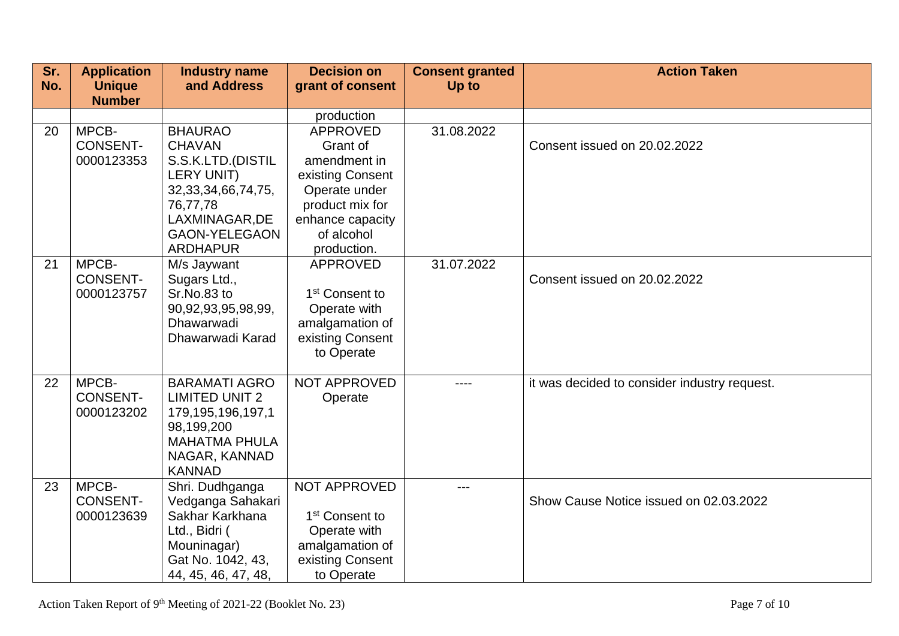| Sr. No. | Application Unique Number | Industry name and Address | Decision on grant of consent | Consent granted Up to | Action Taken |
|---|---|---|---|---|---|
| | | | production | | |
| 20 | MPCB-CONSENT-0000123353 | BHAURAO CHAVAN S.S.K.LTD.(DISTILLERY UNIT) 32,33,34,66,74,75,76,77,78 LAXMINAGAR,DEGAON-YELEGAON ARDHAPUR | APPROVED Grant of amendment in existing Consent Operate under product mix for enhance capacity of alcohol production. | 31.08.2022 | Consent issued on 20.02.2022 |
| 21 | MPCB-CONSENT-0000123757 | M/s Jaywant Sugars Ltd., Sr.No.83 to 90,92,93,95,98,99, Dhawarwadi Dhawarwadi Karad | APPROVED 1st Consent to Operate with amalgamation of existing Consent to Operate | 31.07.2022 | Consent issued on 20.02.2022 |
| 22 | MPCB-CONSENT-0000123202 | BARAMATI AGRO LIMITED UNIT 2 179,195,196,197,198,199,200 MAHATMA PHULA NAGAR, KANNAD KANNAD | NOT APPROVED Operate | ---- | it was decided to consider industry request. |
| 23 | MPCB-CONSENT-0000123639 | Shri. Dudhganga Vedganga Sahakari Sakhar Karkhana Ltd., Bidri ( Mouninagar) Gat No. 1042, 43, 44, 45, 46, 47, 48, | NOT APPROVED 1st Consent to Operate with amalgamation of existing Consent to Operate | --- | Show Cause Notice issued on 02.03.2022 |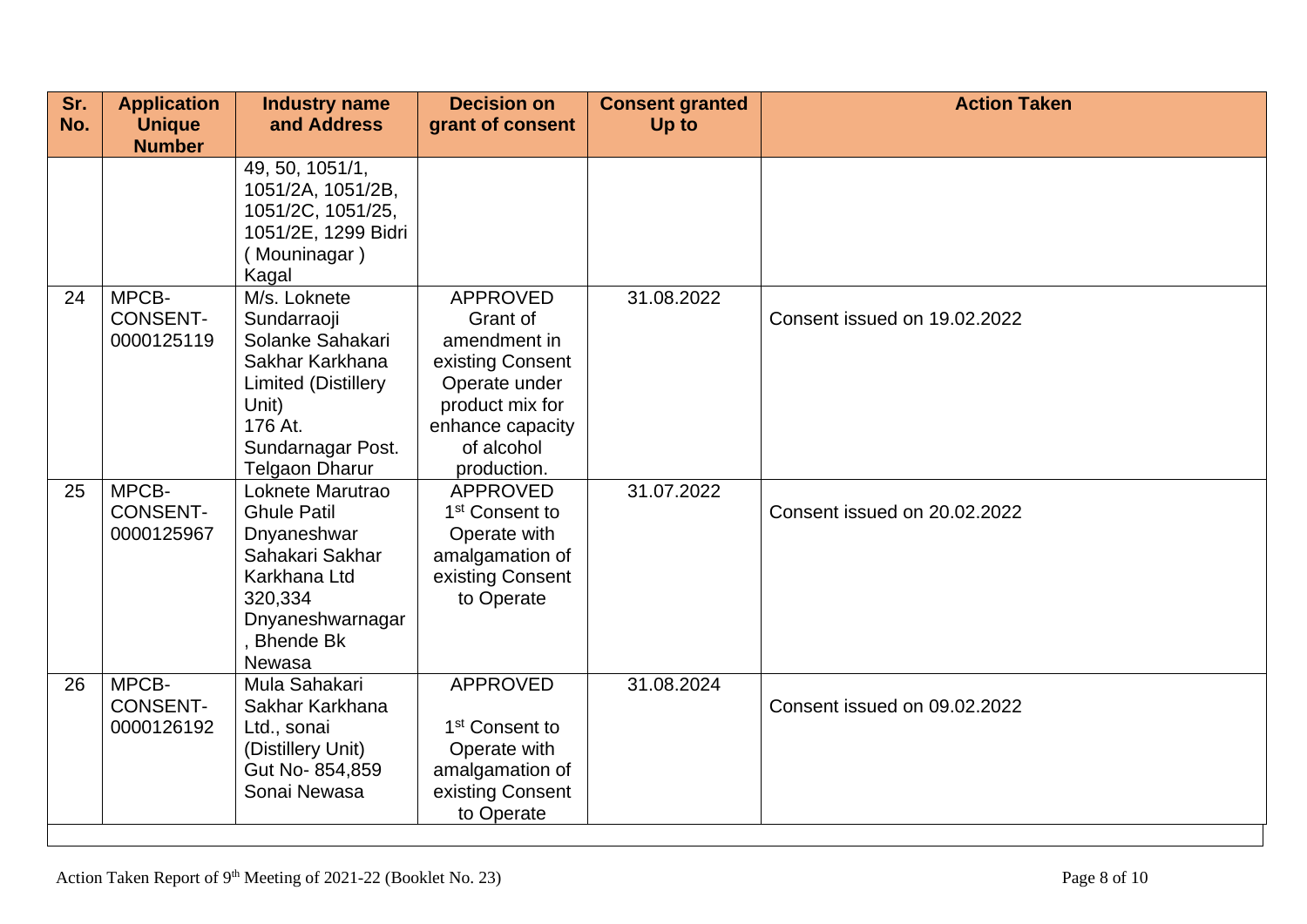| Sr. No. | Application Unique Number | Industry name and Address | Decision on grant of consent | Consent granted Up to | Action Taken |
|---|---|---|---|---|---|
| | | 49, 50, 1051/1, 1051/2A, 1051/2B, 1051/2C, 1051/25, 1051/2E, 1299 Bidri ( Mouninagar ) Kagal | | | |
| 24 | MPCB-CONSENT-0000125119 | M/s. Loknete Sundarraoji Solanke Sahakari Sakhar Karkhana Limited (Distillery Unit) 176 At. Sundarnagar Post. Telgaon Dharur | APPROVED Grant of amendment in existing Consent Operate under product mix for enhance capacity of alcohol production. | 31.08.2022 | Consent issued on 19.02.2022 |
| 25 | MPCB-CONSENT-0000125967 | Loknete Marutrao Ghule Patil Dnyaneshwar Sahakari Sakhar Karkhana Ltd 320,334 Dnyaneshwarnagar , Bhende Bk Newasa | APPROVED 1st Consent to Operate with amalgamation of existing Consent to Operate | 31.07.2022 | Consent issued on 20.02.2022 |
| 26 | MPCB-CONSENT-0000126192 | Mula Sahakari Sakhar Karkhana Ltd., sonai (Distillery Unit) Gut No- 854,859 Sonai Newasa | APPROVED 1st Consent to Operate with amalgamation of existing Consent to Operate | 31.08.2024 | Consent issued on 09.02.2022 |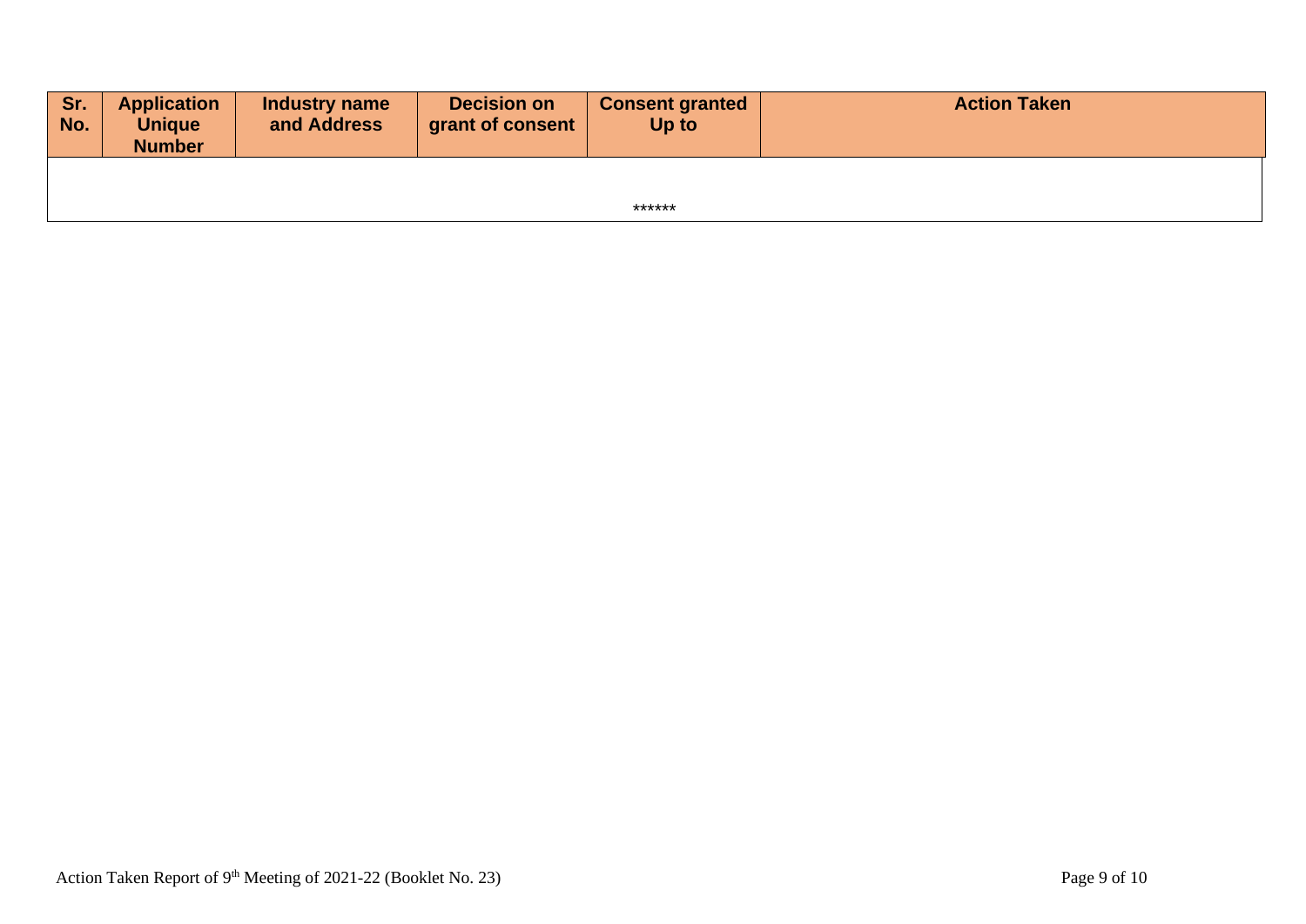| Sr. No. | Application Unique Number | Industry name and Address | Decision on grant of consent | Consent granted Up to | Action Taken |
|---|---|---|---|---|---|
| | | | ****** | | |